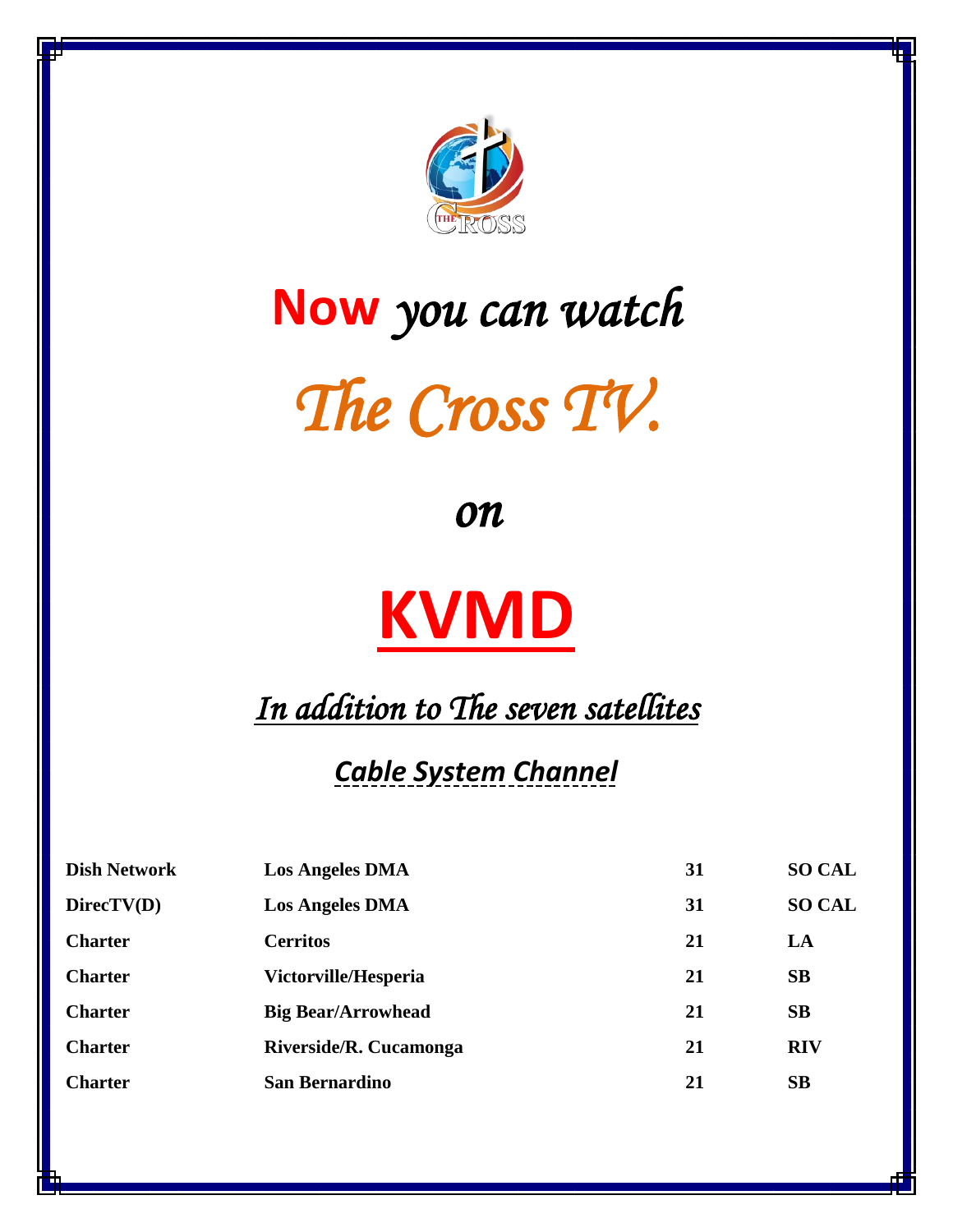# **Now** *you can watch*

# *The Cross TV.*

*on*

# **KVMD**

*In addition to The seven satellites*

*Cable System Channel*

| | | | |
|---|---|---|---|
| **Dish Network** | **Los Angeles DMA** | **31** | **SO CAL** |
| **DirecTV(D)** | **Los Angeles DMA** | **31** | **SO CAL** |
| **Charter** | **Cerritos** | **21** | **LA** |
| **Charter** | **Victorville/Hesperia** | **21** | **SB** |
| **Charter** | **Big Bear/Arrowhead** | **21** | **SB** |
| **Charter** | **Riverside/R. Cucamonga** | **21** | **RIV** |
| **Charter** | **San Bernardino** | **21** | **SB** |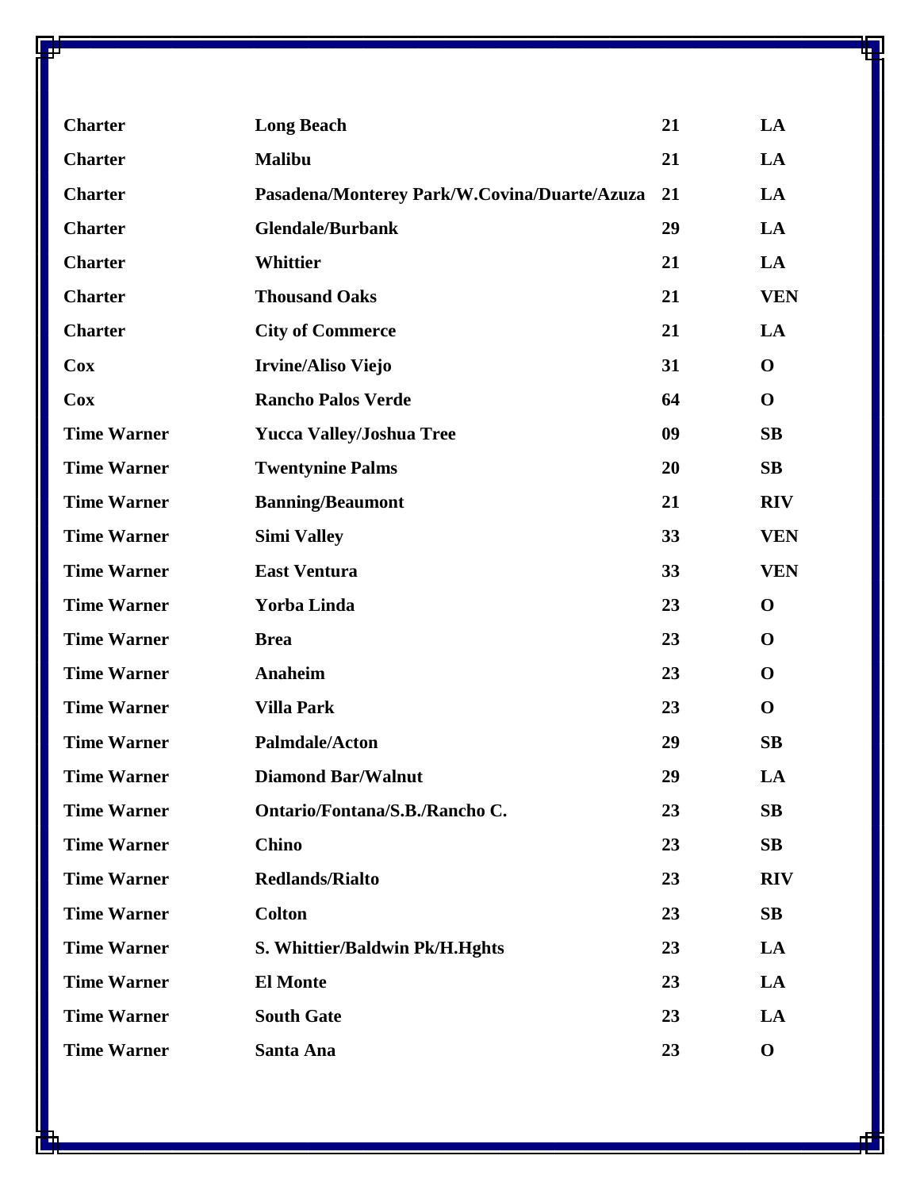| | | | |
|---|---|---|---|
| **Charter** | **Long Beach** | **21** | **LA** |
| **Charter** | **Malibu** | **21** | **LA** |
| **Charter** | **Pasadena/Monterey Park/W.Covina/Duarte/Azuza** | **21** | **LA** |
| **Charter** | **Glendale/Burbank** | **29** | **LA** |
| **Charter** | **Whittier** | **21** | **LA** |
| **Charter** | **Thousand Oaks** | **21** | **VEN** |
| **Charter** | **City of Commerce** | **21** | **LA** |
| **Cox** | **Irvine/Aliso Viejo** | **31** | **O** |
| **Cox** | **Rancho Palos Verde** | **64** | **O** |
| **Time Warner** | **Yucca Valley/Joshua Tree** | **09** | **SB** |
| **Time Warner** | **Twentynine Palms** | **20** | **SB** |
| **Time Warner** | **Banning/Beaumont** | **21** | **RIV** |
| **Time Warner** | **Simi Valley** | **33** | **VEN** |
| **Time Warner** | **East Ventura** | **33** | **VEN** |
| **Time Warner** | **Yorba Linda** | **23** | **O** |
| **Time Warner** | **Brea** | **23** | **O** |
| **Time Warner** | **Anaheim** | **23** | **O** |
| **Time Warner** | **Villa Park** | **23** | **O** |
| **Time Warner** | **Palmdale/Acton** | **29** | **SB** |
| **Time Warner** | **Diamond Bar/Walnut** | **29** | **LA** |
| **Time Warner** | **Ontario/Fontana/S.B./Rancho C.** | **23** | **SB** |
| **Time Warner** | **Chino** | **23** | **SB** |
| **Time Warner** | **Redlands/Rialto** | **23** | **RIV** |
| **Time Warner** | **Colton** | **23** | **SB** |
| **Time Warner** | **S. Whittier/Baldwin Pk/H.Hghts** | **23** | **LA** |
| **Time Warner** | **El Monte** | **23** | **LA** |
| **Time Warner** | **South Gate** | **23** | **LA** |
| **Time Warner** | **Santa Ana** | **23** | **O** |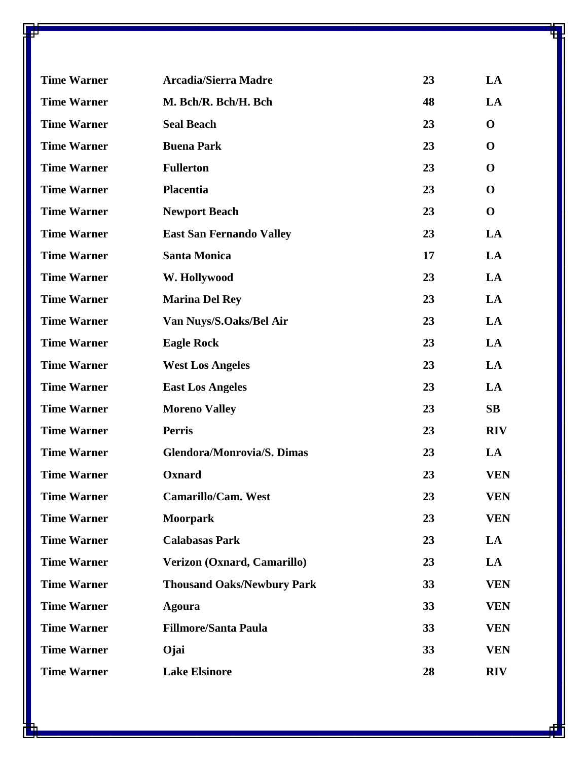| | | | |
|---|---|---|---|
| **Time Warner** | **Arcadia/Sierra Madre** | **23** | **LA** |
| **Time Warner** | **M. Bch/R. Bch/H. Bch** | **48** | **LA** |
| **Time Warner** | **Seal Beach** | **23** | **O** |
| **Time Warner** | **Buena Park** | **23** | **O** |
| **Time Warner** | **Fullerton** | **23** | **O** |
| **Time Warner** | **Placentia** | **23** | **O** |
| **Time Warner** | **Newport Beach** | **23** | **O** |
| **Time Warner** | **East San Fernando Valley** | **23** | **LA** |
| **Time Warner** | **Santa Monica** | **17** | **LA** |
| **Time Warner** | **W. Hollywood** | **23** | **LA** |
| **Time Warner** | **Marina Del Rey** | **23** | **LA** |
| **Time Warner** | **Van Nuys/S.Oaks/Bel Air** | **23** | **LA** |
| **Time Warner** | **Eagle Rock** | **23** | **LA** |
| **Time Warner** | **West Los Angeles** | **23** | **LA** |
| **Time Warner** | **East Los Angeles** | **23** | **LA** |
| **Time Warner** | **Moreno Valley** | **23** | **SB** |
| **Time Warner** | **Perris** | **23** | **RIV** |
| **Time Warner** | **Glendora/Monrovia/S. Dimas** | **23** | **LA** |
| **Time Warner** | **Oxnard** | **23** | **VEN** |
| **Time Warner** | **Camarillo/Cam. West** | **23** | **VEN** |
| **Time Warner** | **Moorpark** | **23** | **VEN** |
| **Time Warner** | **Calabasas Park** | **23** | **LA** |
| **Time Warner** | **Verizon (Oxnard, Camarillo)** | **23** | **LA** |
| **Time Warner** | **Thousand Oaks/Newbury Park** | **33** | **VEN** |
| **Time Warner** | **Agoura** | **33** | **VEN** |
| **Time Warner** | **Fillmore/Santa Paula** | **33** | **VEN** |
| **Time Warner** | **Ojai** | **33** | **VEN** |
| **Time Warner** | **Lake Elsinore** | **28** | **RIV** |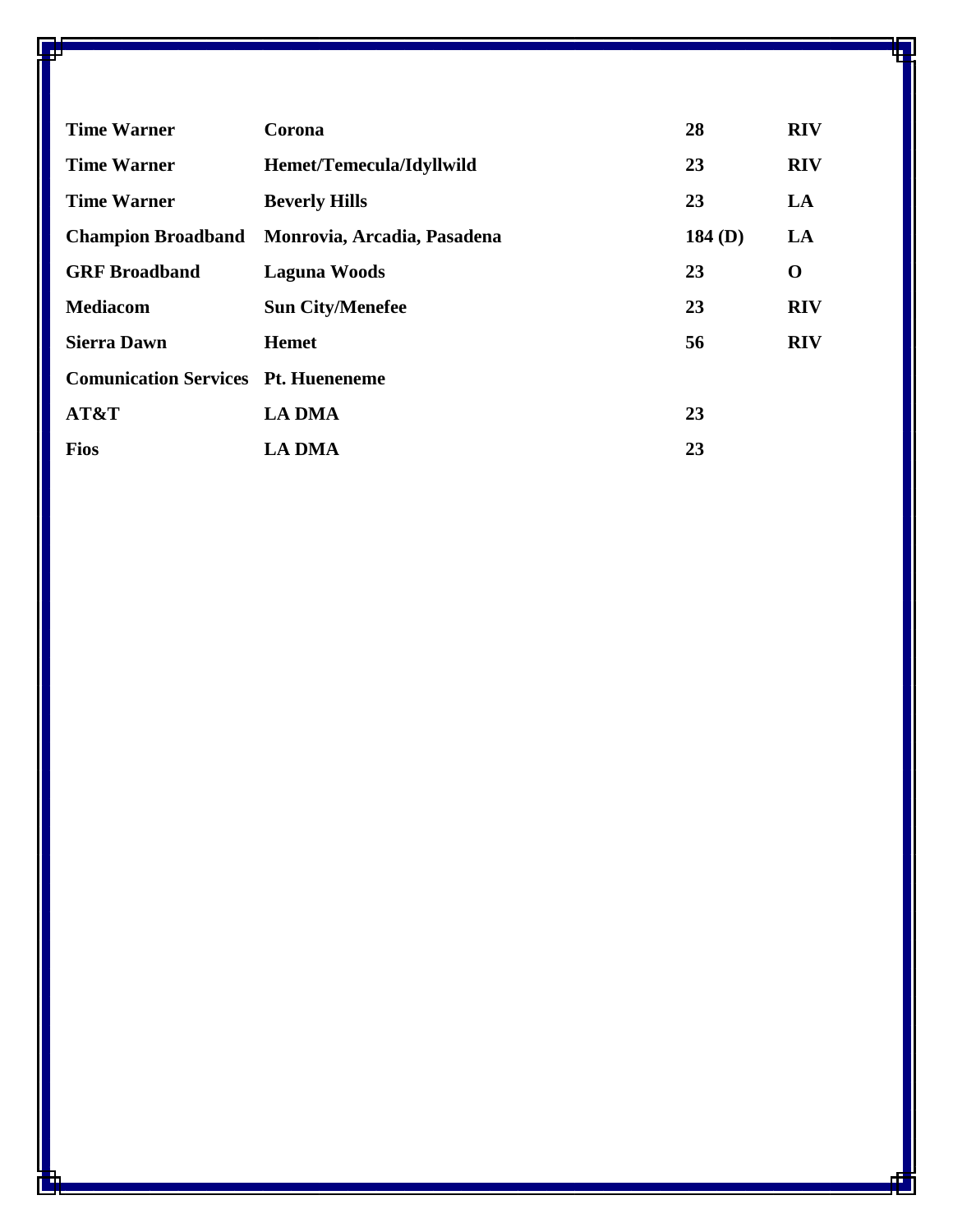| | | | |
|---|---|---|---|
| **Time Warner** | **Corona** | **28** | **RIV** |
| **Time Warner** | **Hemet/Temecula/Idyllwild** | **23** | **RIV** |
| **Time Warner** | **Beverly Hills** | **23** | **LA** |
| **Champion Broadband** | **Monrovia, Arcadia, Pasadena** | **184 (D)** | **LA** |
| **GRF Broadband** | **Laguna Woods** | **23** | **O** |
| **Mediacom** | **Sun City/Menefee** | **23** | **RIV** |
| **Sierra Dawn** | **Hemet** | **56** | **RIV** |
| **Comunication Services** | **Pt. Hueneneme** | | |
| **AT&T** | **LA DMA** | **23** | |
| **Fios** | **LA DMA** | **23** | |